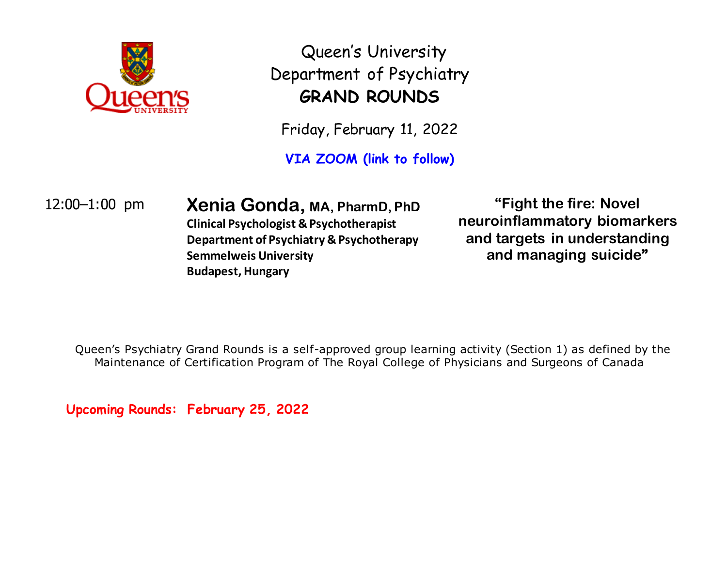Queen's University
Department of Psychiatry
**GRAND ROUNDS**

Friday, February 11, 2022

**VIA ZOOM (link to follow)**

12:00–1:00 pm

**Xenia Gonda, MA, PharmD, PhD**
**Clinical Psychologist & Psychotherapist**
**Department of Psychiatry & Psychotherapy**
**Semmelweis University**
**Budapest, Hungary**

**"Fight the fire: Novel neuroinflammatory biomarkers and targets in understanding and managing suicide"**

Queen's Psychiatry Grand Rounds is a self-approved group learning activity (Section 1) as defined by the Maintenance of Certification Program of The Royal College of Physicians and Surgeons of Canada

**Upcoming Rounds: February 25, 2022**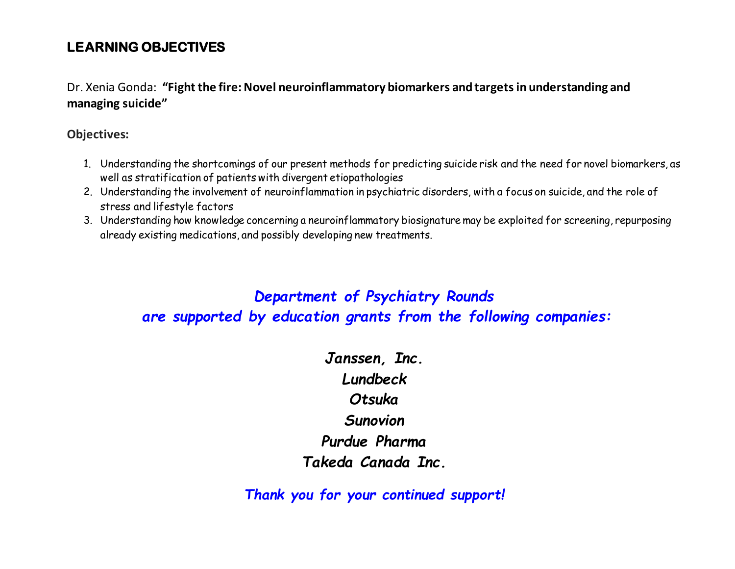## LEARNING OBJECTIVES

Dr. Xenia Gonda: **"Fight the fire: Novel neuroinflammatory biomarkers and targets in understanding and managing suicide"**

**Objectives:**

1. Understanding the shortcomings of our present methods for predicting suicide risk and the need for novel biomarkers, as well as stratification of patients with divergent etiopathologies
2. Understanding the involvement of neuroinflammation in psychiatric disorders, with a focus on suicide, and the role of stress and lifestyle factors
3. Understanding how knowledge concerning a neuroinflammatory biosignature may be exploited for screening, repurposing already existing medications, and possibly developing new treatments.

***Department of Psychiatry Rounds***
***are supported by education grants from the following companies:***

***Janssen, Inc.***
***Lundbeck***
***Otsuka***
***Sunovion***
***Purdue Pharma***
***Takeda Canada Inc.***

***Thank you for your continued support!***